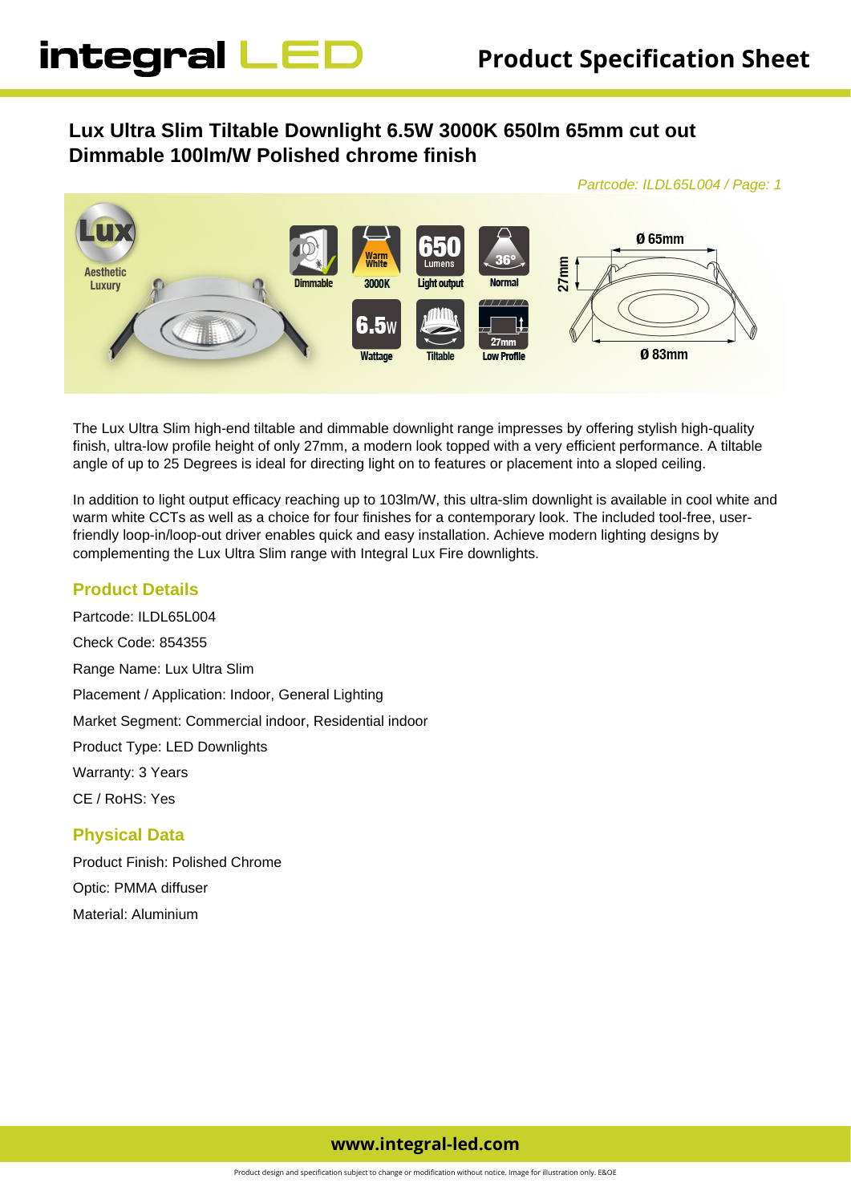# Lux Ultra Slim Tiltable Downlight 6.5W 3000K 650lm 65mm cut out Dimmable 100lm/W Polished chrome finish

*Partcode: ILDL65L004 / Page: 1*

The Lux Ultra Slim high-end tiltable and dimmable downlight range impresses by offering stylish high-quality finish, ultra-low profile height of only 27mm, a modern look topped with a very efficient performance. A tiltable angle of up to 25 Degrees is ideal for directing light on to features or placement into a sloped ceiling.

In addition to light output efficacy reaching up to 103lm/W, this ultra-slim downlight is available in cool white and warm white CCTs as well as a choice for four finishes for a contemporary look. The included tool-free, user-friendly loop-in/loop-out driver enables quick and easy installation. Achieve modern lighting designs by complementing the Lux Ultra Slim range with Integral Lux Fire downlights.

## Product Details

Partcode: ILDL65L004

Check Code: 854355

Range Name: Lux Ultra Slim

Placement / Application: Indoor, General Lighting

Market Segment: Commercial indoor, Residential indoor

Product Type: LED Downlights

Warranty: 3 Years

CE / RoHS: Yes

## Physical Data

Product Finish: Polished Chrome

Optic: PMMA diffuser

Material: Aluminium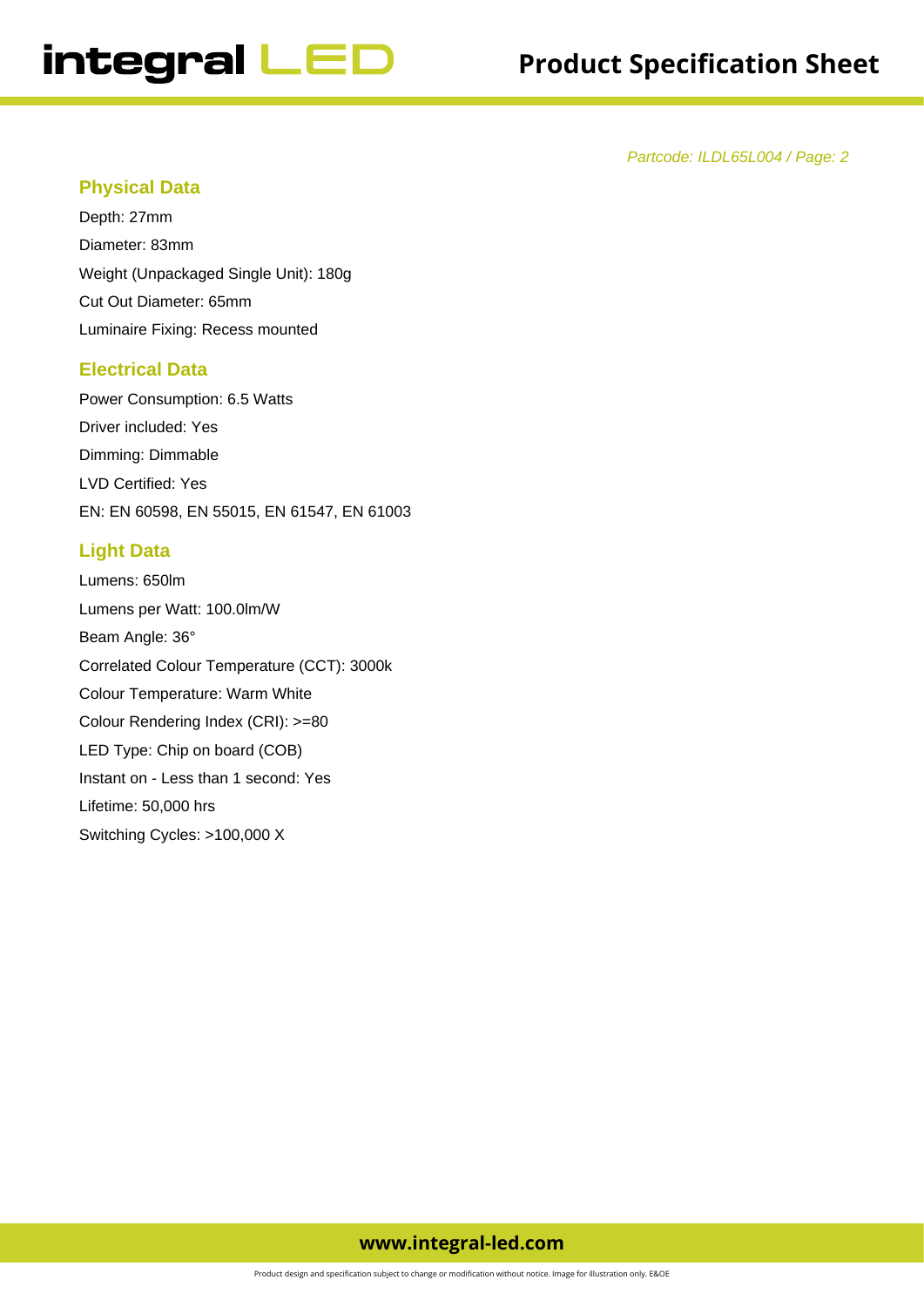*Partcode: ILDL65L004 / Page: 2*

## Physical Data

Depth: 27mm

Diameter: 83mm

Weight (Unpackaged Single Unit): 180g

Cut Out Diameter: 65mm

Luminaire Fixing: Recess mounted

## Electrical Data

Power Consumption: 6.5 Watts

Driver included: Yes

Dimming: Dimmable

LVD Certified: Yes

EN: EN 60598, EN 55015, EN 61547, EN 61003

## Light Data

Lumens: 650lm

Lumens per Watt: 100.0lm/W

Beam Angle: 36°

Correlated Colour Temperature (CCT): 3000k

Colour Temperature: Warm White

Colour Rendering Index (CRI): >=80

LED Type: Chip on board (COB)

Instant on - Less than 1 second: Yes

Lifetime: 50,000 hrs

Switching Cycles: >100,000 X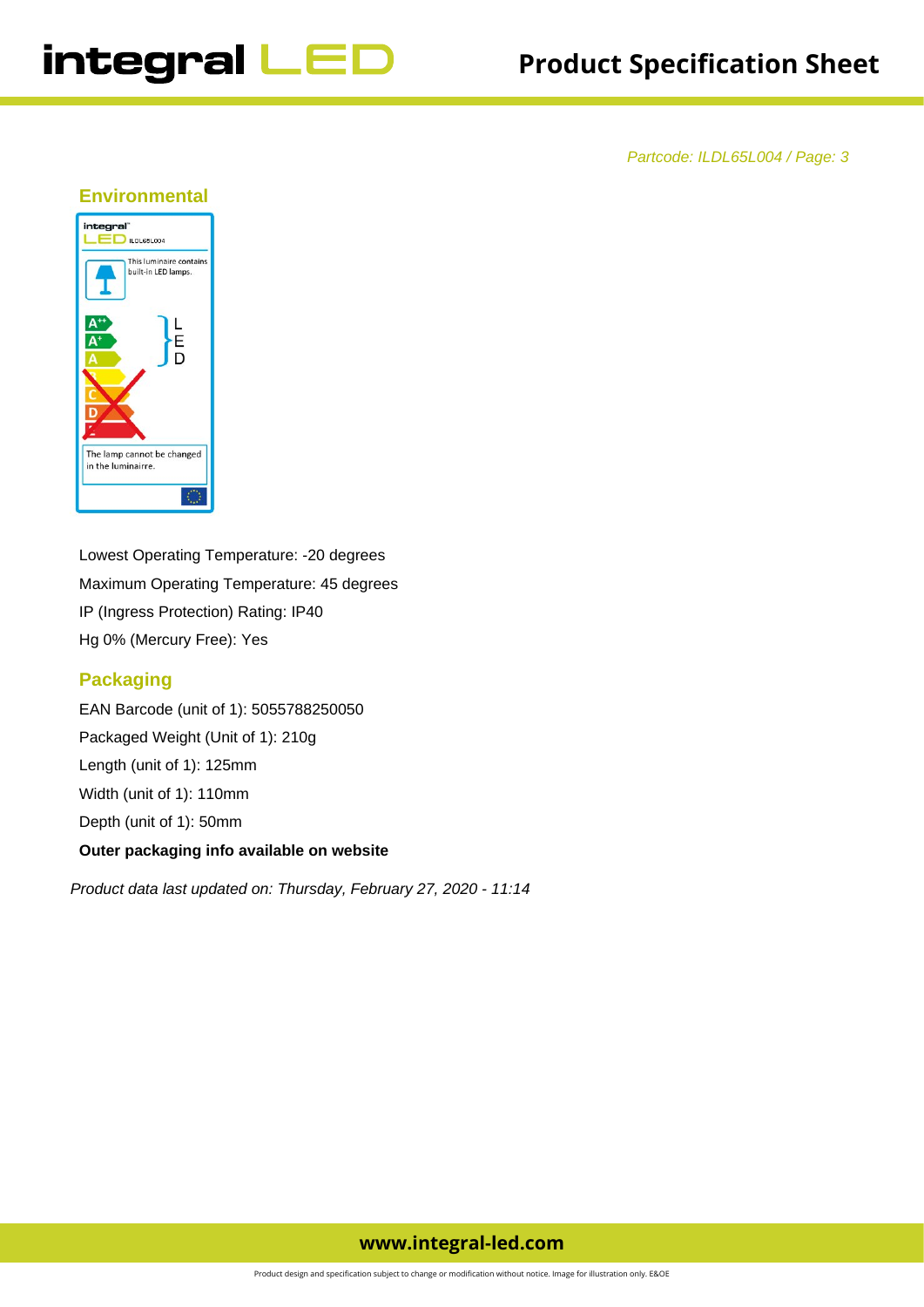Partcode: ILDL65L004 / Page: 3

## Environmental

Lowest Operating Temperature: -20 degrees

Maximum Operating Temperature: 45 degrees

IP (Ingress Protection) Rating: IP40

Hg 0% (Mercury Free): Yes

## Packaging

EAN Barcode (unit of 1): 5055788250050

Packaged Weight (Unit of 1): 210g

Length (unit of 1): 125mm

Width (unit of 1): 110mm

Depth (unit of 1): 50mm

**Outer packaging info available on website**

*Product data last updated on: Thursday, February 27, 2020 - 11:14*

**www.integral-led.com**

Product design and specification subject to change or modification without notice. Image for illustration only. E&OE